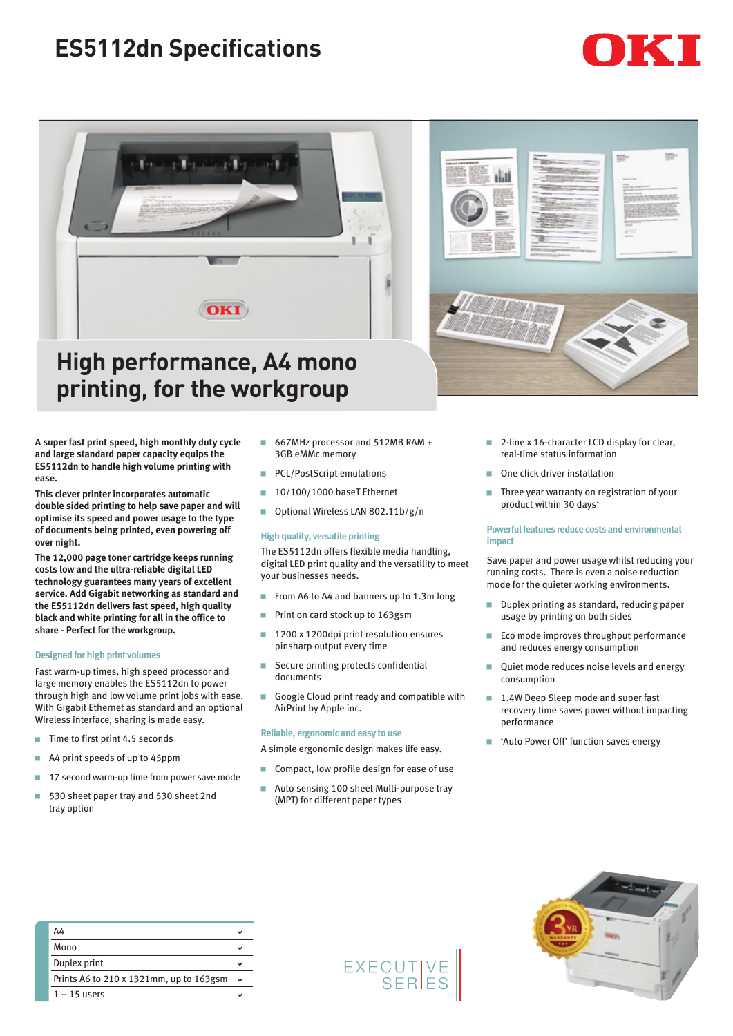# ES5112dn Specifications

## High performance, A4 mono printing, for the workgroup

**A super fast print speed, high monthly duty cycle and large standard paper capacity equips the ES5112dn to handle high volume printing with ease.**

**This clever printer incorporates automatic double sided printing to help save paper and will optimise its speed and power usage to the type of documents being printed, even powering off over night.**

**The 12,000 page toner cartridge keeps running costs low and the ultra-reliable digital LED technology guarantees many years of excellent service. Add Gigabit networking as standard and the ES5112dn delivers fast speed, high quality black and white printing for all in the office to share - Perfect for the workgroup.**

### Designed for high print volumes

Fast warm-up times, high speed processor and large memory enables the ES5112dn to power through high and low volume print jobs with ease. With Gigabit Ethernet as standard and an optional Wireless interface, sharing is made easy.

- Time to first print 4.5 seconds
- A4 print speeds of up to 45ppm
- 17 second warm-up time from power save mode
- 530 sheet paper tray and 530 sheet 2nd tray option
- 667MHz processor and 512MB RAM + 3GB eMMc memory
- PCL/PostScript emulations
- 10/100/1000 baseT Ethernet
- Optional Wireless LAN 802.11b/g/n

### High quality, versatile printing

The ES5112dn offers flexible media handling, digital LED print quality and the versatility to meet your businesses needs.

- From A6 to A4 and banners up to 1.3m long
- Print on card stock up to 163gsm
- 1200 x 1200dpi print resolution ensures pinsharp output every time
- Secure printing protects confidential documents
- Google Cloud print ready and compatible with AirPrint by Apple inc.

### Reliable, ergonomic and easy to use

A simple ergonomic design makes life easy.

- Compact, low profile design for ease of use
- Auto sensing 100 sheet Multi-purpose tray (MPT) for different paper types
- 2-line x 16-character LCD display for clear, real-time status information
- One click driver installation
- Three year warranty on registration of your product within 30 days*

### Powerful features reduce costs and environmental impact

Save paper and power usage whilst reducing your running costs. There is even a noise reduction mode for the quieter working environments.

- Duplex printing as standard, reducing paper usage by printing on both sides
- Eco mode improves throughput performance and reduces energy consumption
- Quiet mode reduces noise levels and energy consumption
- 1.4W Deep Sleep mode and super fast recovery time saves power without impacting performance
- 'Auto Power Off' function saves energy

| Feature | |
|---|---|
| A4 | ✔ |
| Mono | ✔ |
| Duplex print | ✔ |
| Prints A6 to 210 x 1321mm, up to 163gsm | ✔ |
| 1 – 15 users | ✔ |

EXECUTIVE SERIES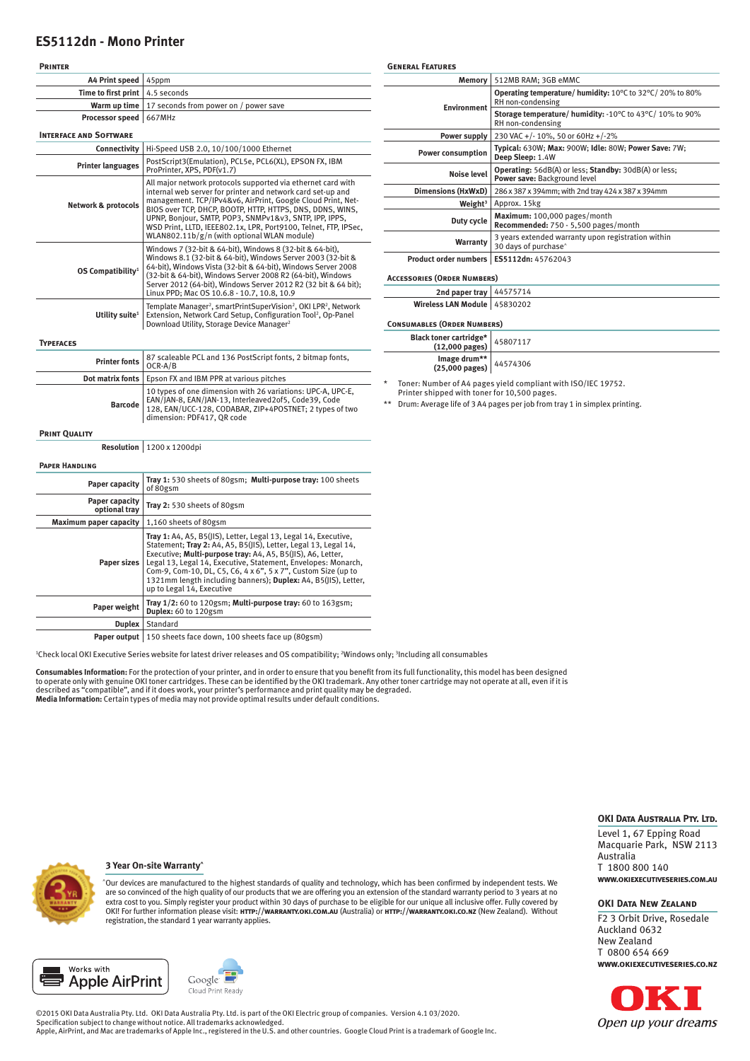# ES5112dn - Mono Printer

## Printer

| | |
|---|---|
| A4 Print speed | 45ppm |
| Time to first print | 4.5 seconds |
| Warm up time | 17 seconds from power on / power save |
| Processor speed | 667MHz |

## Interface and Software

| | |
|---|---|
| Connectivity | Hi-Speed USB 2.0, 10/100/1000 Ethernet |
| Printer languages | PostScript3(Emulation), PCL5e, PCL6(XL), EPSON FX, IBM ProPrinter, XPS, PDF(v1.7) |
| Network & protocols | All major network protocols supported via ethernet card with internal web server for printer and network card set-up and management. TCP/IPv4&v6, AirPrint, Google Cloud Print, Net-BIOS over TCP, DHCP, BOOTP, HTTP, HTTPS, DNS, DDNS, WINS, UPNP, Bonjour, SMTP, POP3, SNMPv1&v3, SNTP, IPP, IPPS, WSD Print, LLTD, IEEE802.1x, LPR, Port9100, Telnet, FTP, IPSec, WLAN802.11b/g/n (with optional WLAN module) |
| OS Compatibility[1] | Windows 7 (32-bit & 64-bit), Windows 8 (32-bit & 64-bit), Windows 8.1 (32-bit & 64-bit), Windows Server 2003 (32-bit & 64-bit), Windows Vista (32-bit & 64-bit), Windows Server 2008 (32-bit & 64-bit), Windows Server 2008 R2 (64-bit), Windows Server 2012 (64-bit), Windows Server 2012 R2 (32 bit & 64 bit); Linux PPD; Mac OS 10.6.8 - 10.7, 10.8, 10.9 |
| Utility suite[1] | Template Manager[2], smartPrintSuperVision[2], OKI LPR[2], Network Extension, Network Card Setup, Configuration Tool[2], Op-Panel Download Utility, Storage Device Manager[2] |

## Typefaces

| | |
|---|---|
| Printer fonts | 87 scaleable PCL and 136 PostScript fonts, 2 bitmap fonts, OCR-A/B |
| Dot matrix fonts | Epson FX and IBM PPR at various pitches |
| Barcode | 10 types of one dimension with 26 variations: UPC-A, UPC-E, EAN/JAN-8, EAN/JAN-13, Interleaved2of5, Code39, Code 128, EAN/UCC-128, CODABAR, ZIP+4POSTNET; 2 types of two dimension: PDF417, QR code |

## Print Quality

| | |
|---|---|
| Resolution | 1200 x 1200dpi |

## Paper Handling

| | |
|---|---|
| Paper capacity | **Tray 1:** 530 sheets of 80gsm; **Multi-purpose tray:** 100 sheets of 80gsm |
| Paper capacity optional tray | **Tray 2:** 530 sheets of 80gsm |
| Maximum paper capacity | 1,160 sheets of 80gsm |
| Paper sizes | **Tray 1:** A4, A5, B5(JIS), Letter, Legal 13, Legal 14, Executive, Statement; **Tray 2:** A4, A5, B5(JIS), Letter, Legal 13, Legal 14, Executive; **Multi-purpose tray:** A4, A5, B5(JIS), A6, Letter, Legal 13, Legal 14, Executive, Statement, Envelopes: Monarch, Com-9, Com-10, DL, C5, C6, 4 x 6", 5 x 7", Custom Size (up to 1321mm length including banners); **Duplex:** A4, B5(JIS), Letter, up to Legal 14, Executive |
| Paper weight | **Tray 1/2:** 60 to 120gsm; **Multi-purpose tray:** 60 to 163gsm; **Duplex:** 60 to 120gsm |
| Duplex | Standard |
| Paper output | 150 sheets face down, 100 sheets face up (80gsm) |

## General Features

| | |
|---|---|
| Memory | 512MB RAM; 3GB eMMC |
| Environment | **Operating temperature/ humidity:** 10°C to 32°C/ 20% to 80% RH non-condensing |
| | **Storage temperature/ humidity:** -10°C to 43°C/ 10% to 90% RH non-condensing |
| Power supply | 230 VAC +/- 10%, 50 or 60Hz +/-2% |
| Power consumption | **Typical:** 630W; **Max:** 900W; **Idle:** 80W; **Power Save:** 7W; **Deep Sleep:** 1.4W |
| Noise level | **Operating:** 56dB(A) or less; **Standby:** 30dB(A) or less; **Power save:** Background level |
| Dimensions (HxWxD) | 286 x 387 x 394mm; with 2nd tray 424 x 387 x 394mm |
| Weight[3] | Approx. 15kg |
| Duty cycle | **Maximum:** 100,000 pages/month **Recommended:** 750 - 5,500 pages/month |
| Warranty | 3 years extended warranty upon registration within 30 days of purchase^ |
| Product order numbers | **ES5112dn:** 45762043 |

## Accessories (Order Numbers)

| | |
|---|---|
| 2nd paper tray | 44575714 |
| Wireless LAN Module | 45830202 |

## Consumables (Order Numbers)

| | |
|---|---|
| Black toner cartridge* (12,000 pages) | 45807117 |
| Image drum** (25,000 pages) | 44574306 |

\* Toner: Number of A4 pages yield compliant with ISO/IEC 19752. Printer shipped with toner for 10,500 pages.

\** Drum: Average life of 3 A4 pages per job from tray 1 in simplex printing.

[1]Check local OKI Executive Series website for latest driver releases and OS compatibility; [2]Windows only; [3]Including all consumables

**Consumables Information:** For the protection of your printer, and in order to ensure that you benefit from its full functionality, this model has been designed to operate only with genuine OKI toner cartridges. These can be identified by the OKI trademark. Any other toner cartridge may not operate at all, even if it is described as "compatible", and if it does work, your printer's performance and print quality may be degraded.
**Media Information:** Certain types of media may not provide optimal results under default conditions.

### 3 Year On-site Warranty^

^Our devices are manufactured to the highest standards of quality and technology, which has been confirmed by independent tests. We are so convinced of the high quality of our products that we are offering you an extension of the standard warranty period to 3 years at no extra cost to you. Simply register your product within 30 days of purchase to be eligible for our unique all inclusive offer. Fully covered by OKI! For further information please visit: HTTP://WARRANTY.OKI.COM.AU (Australia) or HTTP://WARRANTY.OKI.CO.NZ (New Zealand). Without registration, the standard 1 year warranty applies.

Works with Apple AirPrint

Google Cloud Print Ready

### OKI Data Australia Pty. Ltd.

Level 1, 67 Epping Road
Macquarie Park, NSW 2113
Australia
T 1800 800 140
WWW.OKIEXECUTIVESERIES.COM.AU

### OKI Data New Zealand

F2 3 Orbit Drive, Rosedale
Auckland 0632
New Zealand
T 0800 654 669
WWW.OKIEXECUTIVESERIES.CO.NZ

OKI
Open up your dreams

©2015 OKI Data Australia Pty. Ltd. OKI Data Australia Pty. Ltd. is part of the OKI Electric group of companies. Version 4.1 03/2020.
Specification subject to change without notice. All trademarks acknowledged.
Apple, AirPrint, and Mac are trademarks of Apple Inc., registered in the U.S. and other countries. Google Cloud Print is a trademark of Google Inc.